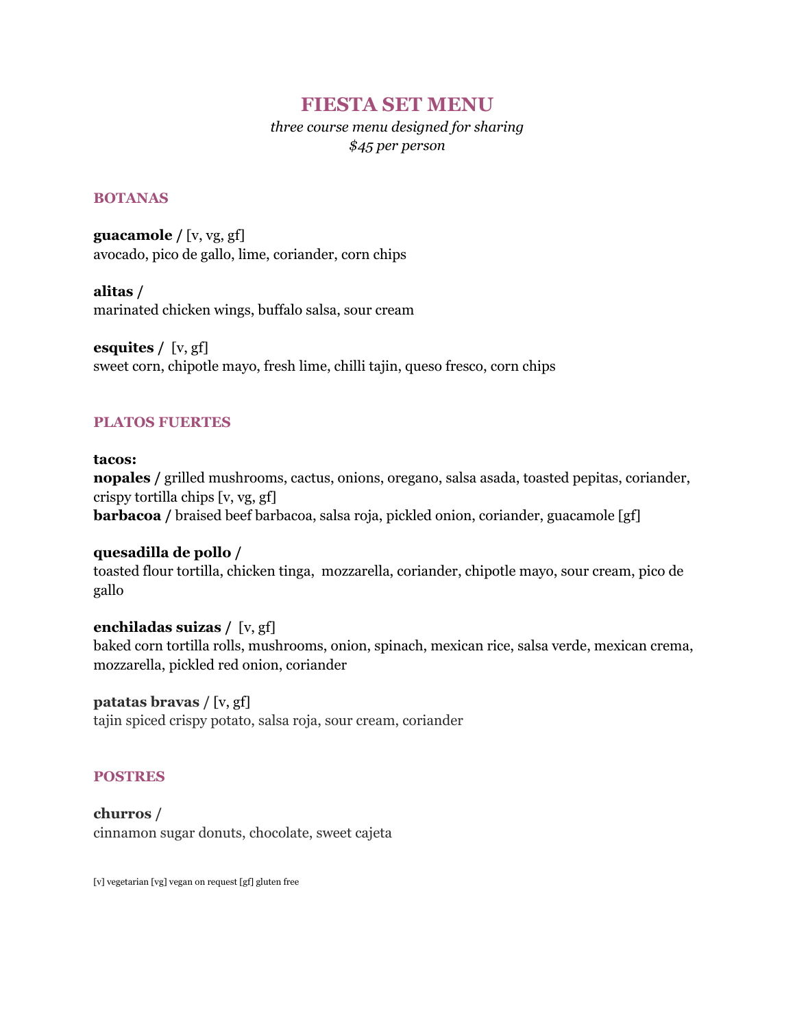# FIESTA SET MENU

*three course menu designed for sharing*
*$45 per person*

## BOTANAS

**guacamole /** [v, vg, gf]
avocado, pico de gallo, lime, coriander, corn chips

**alitas /**
marinated chicken wings, buffalo salsa, sour cream

**esquites /** [v, gf]
sweet corn, chipotle mayo, fresh lime, chilli tajin, queso fresco, corn chips

## PLATOS FUERTES

**tacos:**
**nopales /** grilled mushrooms, cactus, onions, oregano, salsa asada, toasted pepitas, coriander, crispy tortilla chips [v, vg, gf]
**barbacoa /** braised beef barbacoa, salsa roja, pickled onion, coriander, guacamole [gf]

**quesadilla de pollo /**
toasted flour tortilla, chicken tinga, mozzarella, coriander, chipotle mayo, sour cream, pico de gallo

**enchiladas suizas /** [v, gf]
baked corn tortilla rolls, mushrooms, onion, spinach, mexican rice, salsa verde, mexican crema, mozzarella, pickled red onion, coriander

**patatas bravas /** [v, gf]
tajin spiced crispy potato, salsa roja, sour cream, coriander

## POSTRES

**churros /**
cinnamon sugar donuts, chocolate, sweet cajeta

[v] vegetarian [vg] vegan on request [gf] gluten free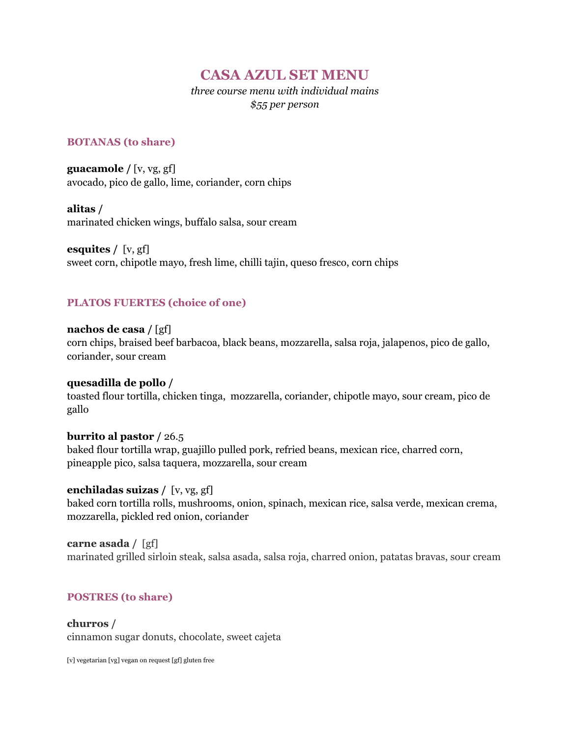# CASA AZUL SET MENU

*three course menu with individual mains*
*$55 per person*

## BOTANAS (to share)

**guacamole /** [v, vg, gf]
avocado, pico de gallo, lime, coriander, corn chips

**alitas /**
marinated chicken wings, buffalo salsa, sour cream

**esquites /** [v, gf]
sweet corn, chipotle mayo, fresh lime, chilli tajin, queso fresco, corn chips

## PLATOS FUERTES (choice of one)

**nachos de casa /** [gf]
corn chips, braised beef barbacoa, black beans, mozzarella, salsa roja, jalapenos, pico de gallo, coriander, sour cream

**quesadilla de pollo /**
toasted flour tortilla, chicken tinga, mozzarella, coriander, chipotle mayo, sour cream, pico de gallo

**burrito al pastor /** 26.5
baked flour tortilla wrap, guajillo pulled pork, refried beans, mexican rice, charred corn, pineapple pico, salsa taquera, mozzarella, sour cream

**enchiladas suizas /** [v, vg, gf]
baked corn tortilla rolls, mushrooms, onion, spinach, mexican rice, salsa verde, mexican crema, mozzarella, pickled red onion, coriander

**carne asada /** [gf]
marinated grilled sirloin steak, salsa asada, salsa roja, charred onion, patatas bravas, sour cream

## POSTRES (to share)

**churros /**
cinnamon sugar donuts, chocolate, sweet cajeta

[v] vegetarian [vg] vegan on request [gf] gluten free